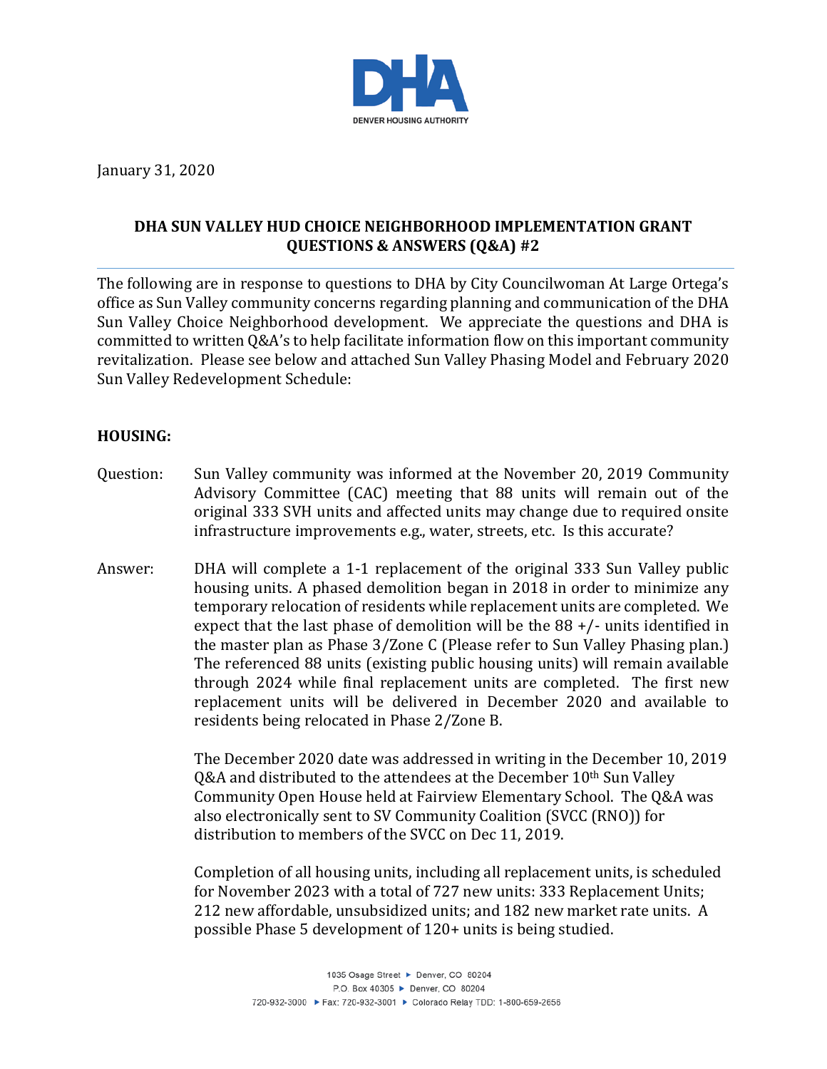DHA

DENVER HOUSING AUTHORITY

January 31, 2020

## DHA SUN VALLEY HUD CHOICE NEIGHBORHOOD IMPLEMENTATION GRANT QUESTIONS & ANSWERS (Q&A) #2

The following are in response to questions to DHA by City Councilwoman At Large Ortega's office as Sun Valley community concerns regarding planning and communication of the DHA Sun Valley Choice Neighborhood development. We appreciate the questions and DHA is committed to written Q&A's to help facilitate information flow on this important community revitalization. Please see below and attached Sun Valley Phasing Model and February 2020 Sun Valley Redevelopment Schedule:

### HOUSING:

Question: Sun Valley community was informed at the November 20, 2019 Community Advisory Committee (CAC) meeting that 88 units will remain out of the original 333 SVH units and affected units may change due to required onsite infrastructure improvements e.g., water, streets, etc. Is this accurate?

Answer: DHA will complete a 1-1 replacement of the original 333 Sun Valley public housing units. A phased demolition began in 2018 in order to minimize any temporary relocation of residents while replacement units are completed. We expect that the last phase of demolition will be the 88 +/- units identified in the master plan as Phase 3/Zone C (Please refer to Sun Valley Phasing plan.) The referenced 88 units (existing public housing units) will remain available through 2024 while final replacement units are completed. The first new replacement units will be delivered in December 2020 and available to residents being relocated in Phase 2/Zone B.

The December 2020 date was addressed in writing in the December 10, 2019 Q&A and distributed to the attendees at the December 10th Sun Valley Community Open House held at Fairview Elementary School. The Q&A was also electronically sent to SV Community Coalition (SVCC (RNO)) for distribution to members of the SVCC on Dec 11, 2019.

Completion of all housing units, including all replacement units, is scheduled for November 2023 with a total of 727 new units: 333 Replacement Units; 212 new affordable, unsubsidized units; and 182 new market rate units. A possible Phase 5 development of 120+ units is being studied.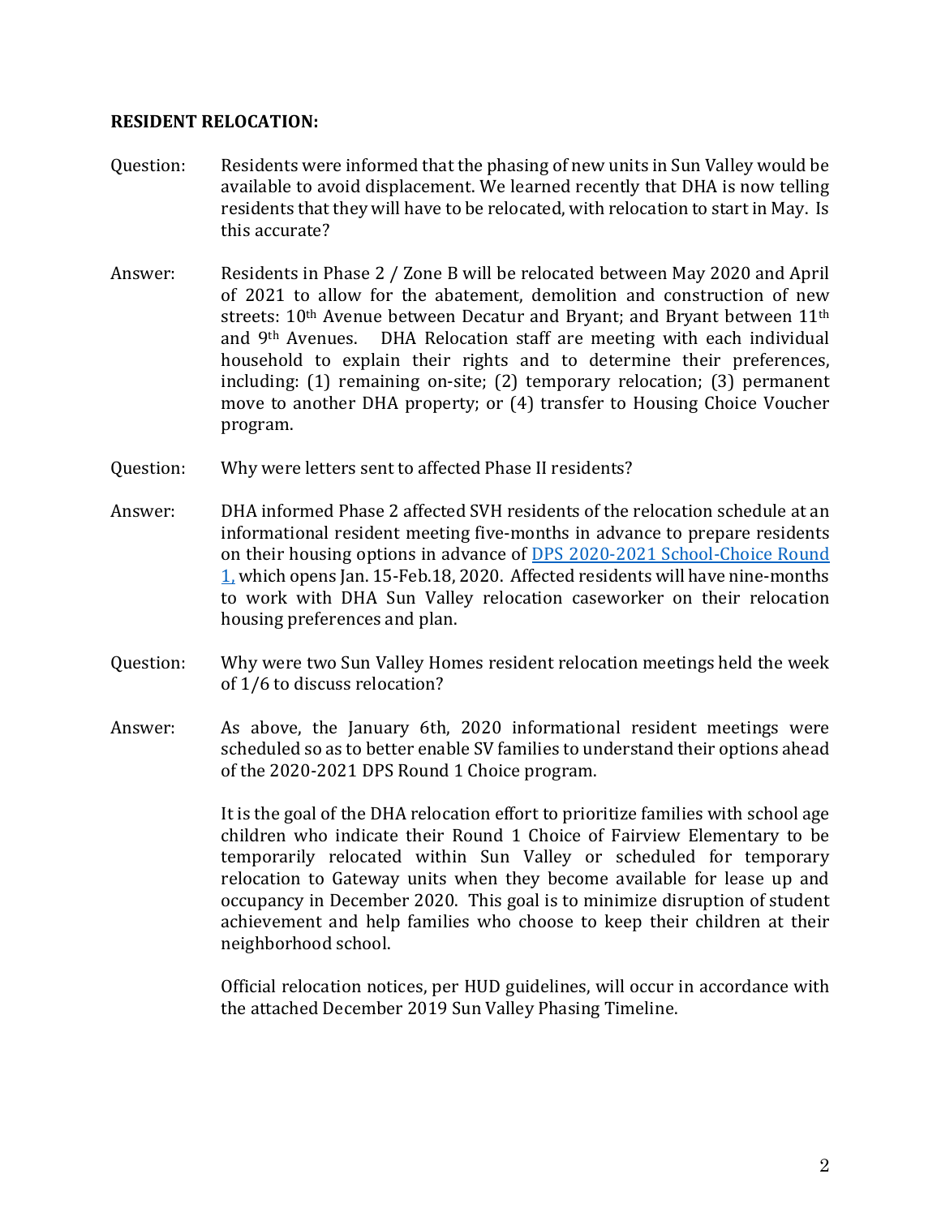**RESIDENT RELOCATION:**

Question: Residents were informed that the phasing of new units in Sun Valley would be available to avoid displacement. We learned recently that DHA is now telling residents that they will have to be relocated, with relocation to start in May. Is this accurate?

Answer: Residents in Phase 2 / Zone B will be relocated between May 2020 and April of 2021 to allow for the abatement, demolition and construction of new streets: 10th Avenue between Decatur and Bryant; and Bryant between 11th and 9th Avenues. DHA Relocation staff are meeting with each individual household to explain their rights and to determine their preferences, including: (1) remaining on-site; (2) temporary relocation; (3) permanent move to another DHA property; or (4) transfer to Housing Choice Voucher program.

Question: Why were letters sent to affected Phase II residents?

Answer: DHA informed Phase 2 affected SVH residents of the relocation schedule at an informational resident meeting five-months in advance to prepare residents on their housing options in advance of DPS 2020-2021 School-Choice Round 1, which opens Jan. 15-Feb.18, 2020. Affected residents will have nine-months to work with DHA Sun Valley relocation caseworker on their relocation housing preferences and plan.

Question: Why were two Sun Valley Homes resident relocation meetings held the week of 1/6 to discuss relocation?

Answer: As above, the January 6th, 2020 informational resident meetings were scheduled so as to better enable SV families to understand their options ahead of the 2020-2021 DPS Round 1 Choice program.

It is the goal of the DHA relocation effort to prioritize families with school age children who indicate their Round 1 Choice of Fairview Elementary to be temporarily relocated within Sun Valley or scheduled for temporary relocation to Gateway units when they become available for lease up and occupancy in December 2020. This goal is to minimize disruption of student achievement and help families who choose to keep their children at their neighborhood school.

Official relocation notices, per HUD guidelines, will occur in accordance with the attached December 2019 Sun Valley Phasing Timeline.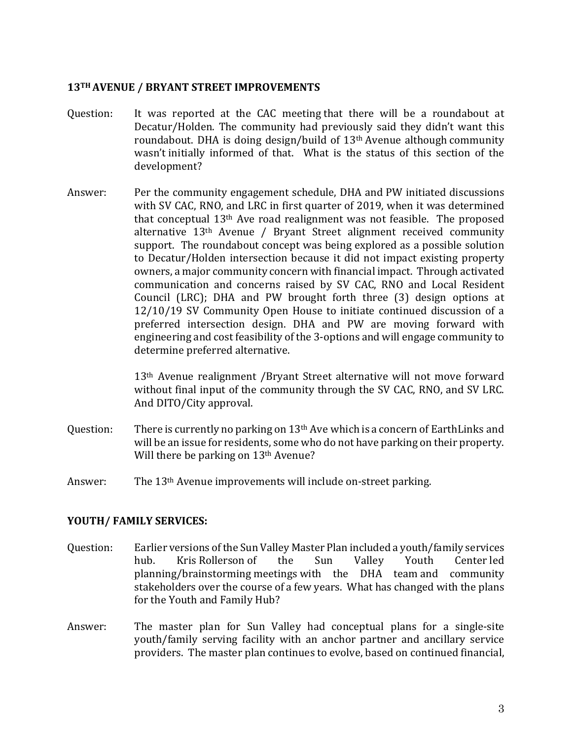## 13TH AVENUE / BRYANT STREET IMPROVEMENTS

Question: It was reported at the CAC meeting that there will be a roundabout at Decatur/Holden. The community had previously said they didn't want this roundabout. DHA is doing design/build of 13th Avenue although community wasn't initially informed of that. What is the status of this section of the development?

Answer: Per the community engagement schedule, DHA and PW initiated discussions with SV CAC, RNO, and LRC in first quarter of 2019, when it was determined that conceptual 13th Ave road realignment was not feasible. The proposed alternative 13th Avenue / Bryant Street alignment received community support. The roundabout concept was being explored as a possible solution to Decatur/Holden intersection because it did not impact existing property owners, a major community concern with financial impact. Through activated communication and concerns raised by SV CAC, RNO and Local Resident Council (LRC); DHA and PW brought forth three (3) design options at 12/10/19 SV Community Open House to initiate continued discussion of a preferred intersection design. DHA and PW are moving forward with engineering and cost feasibility of the 3-options and will engage community to determine preferred alternative.

13th Avenue realignment /Bryant Street alternative will not move forward without final input of the community through the SV CAC, RNO, and SV LRC. And DITO/City approval.

Question: There is currently no parking on 13th Ave which is a concern of EarthLinks and will be an issue for residents, some who do not have parking on their property. Will there be parking on 13th Avenue?

Answer: The 13th Avenue improvements will include on-street parking.

## YOUTH/ FAMILY SERVICES:

Question: Earlier versions of the Sun Valley Master Plan included a youth/family services hub. Kris Rollerson of the Sun Valley Youth Center led planning/brainstorming meetings with the DHA team and community stakeholders over the course of a few years. What has changed with the plans for the Youth and Family Hub?

Answer: The master plan for Sun Valley had conceptual plans for a single-site youth/family serving facility with an anchor partner and ancillary service providers. The master plan continues to evolve, based on continued financial,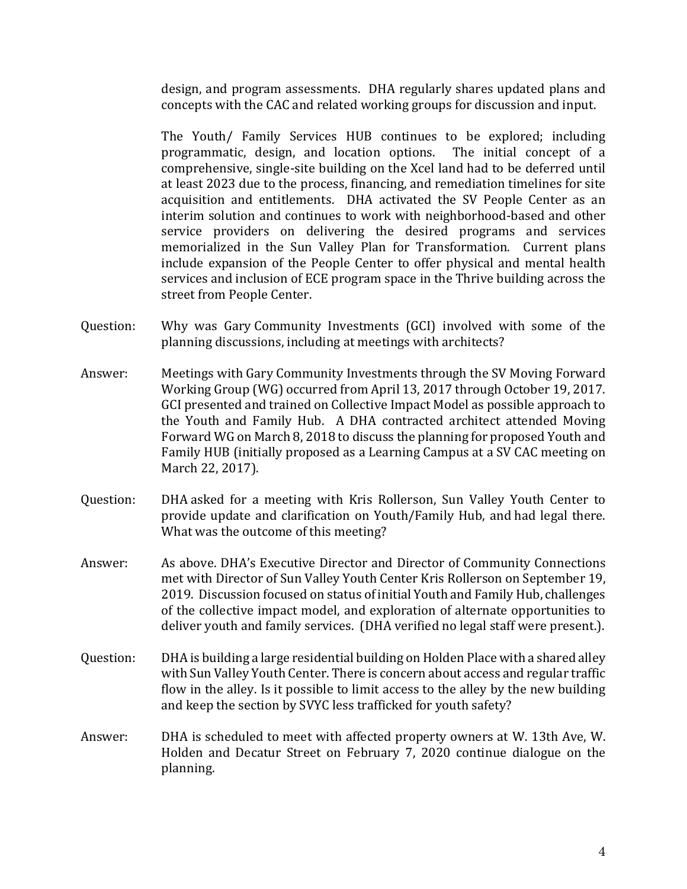design, and program assessments. DHA regularly shares updated plans and concepts with the CAC and related working groups for discussion and input.

The Youth/ Family Services HUB continues to be explored; including programmatic, design, and location options. The initial concept of a comprehensive, single-site building on the Xcel land had to be deferred until at least 2023 due to the process, financing, and remediation timelines for site acquisition and entitlements. DHA activated the SV People Center as an interim solution and continues to work with neighborhood-based and other service providers on delivering the desired programs and services memorialized in the Sun Valley Plan for Transformation. Current plans include expansion of the People Center to offer physical and mental health services and inclusion of ECE program space in the Thrive building across the street from People Center.

Question: Why was Gary Community Investments (GCI) involved with some of the planning discussions, including at meetings with architects?

Answer: Meetings with Gary Community Investments through the SV Moving Forward Working Group (WG) occurred from April 13, 2017 through October 19, 2017. GCI presented and trained on Collective Impact Model as possible approach to the Youth and Family Hub. A DHA contracted architect attended Moving Forward WG on March 8, 2018 to discuss the planning for proposed Youth and Family HUB (initially proposed as a Learning Campus at a SV CAC meeting on March 22, 2017).

Question: DHA asked for a meeting with Kris Rollerson, Sun Valley Youth Center to provide update and clarification on Youth/Family Hub, and had legal there. What was the outcome of this meeting?

Answer: As above. DHA's Executive Director and Director of Community Connections met with Director of Sun Valley Youth Center Kris Rollerson on September 19, 2019. Discussion focused on status of initial Youth and Family Hub, challenges of the collective impact model, and exploration of alternate opportunities to deliver youth and family services. (DHA verified no legal staff were present.).

Question: DHA is building a large residential building on Holden Place with a shared alley with Sun Valley Youth Center. There is concern about access and regular traffic flow in the alley. Is it possible to limit access to the alley by the new building and keep the section by SVYC less trafficked for youth safety?

Answer: DHA is scheduled to meet with affected property owners at W. 13th Ave, W. Holden and Decatur Street on February 7, 2020 continue dialogue on the planning.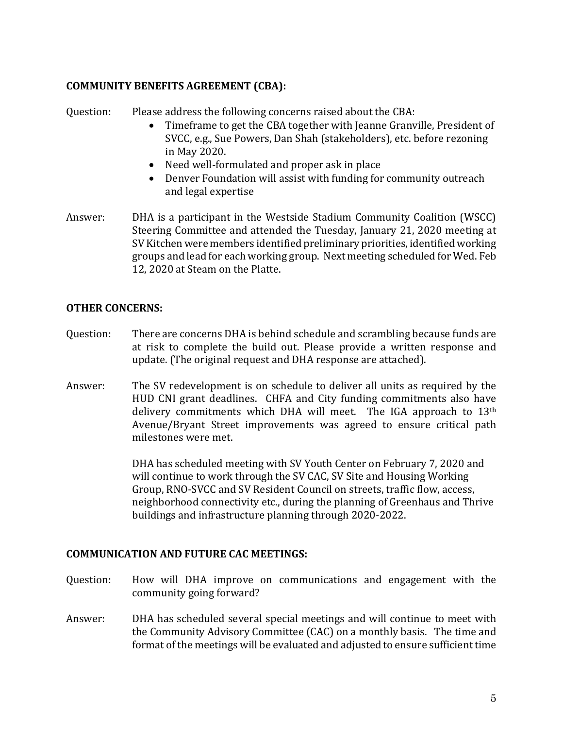**COMMUNITY BENEFITS AGREEMENT (CBA):**

Question: Please address the following concerns raised about the CBA:

- Timeframe to get the CBA together with Jeanne Granville, President of SVCC, e.g., Sue Powers, Dan Shah (stakeholders), etc. before rezoning in May 2020.
- Need well-formulated and proper ask in place
- Denver Foundation will assist with funding for community outreach and legal expertise

Answer: DHA is a participant in the Westside Stadium Community Coalition (WSCC) Steering Committee and attended the Tuesday, January 21, 2020 meeting at SV Kitchen were members identified preliminary priorities, identified working groups and lead for each working group. Next meeting scheduled for Wed. Feb 12, 2020 at Steam on the Platte.

**OTHER CONCERNS:**

Question: There are concerns DHA is behind schedule and scrambling because funds are at risk to complete the build out. Please provide a written response and update. (The original request and DHA response are attached).

Answer: The SV redevelopment is on schedule to deliver all units as required by the HUD CNI grant deadlines. CHFA and City funding commitments also have delivery commitments which DHA will meet. The IGA approach to 13th Avenue/Bryant Street improvements was agreed to ensure critical path milestones were met.

DHA has scheduled meeting with SV Youth Center on February 7, 2020 and will continue to work through the SV CAC, SV Site and Housing Working Group, RNO-SVCC and SV Resident Council on streets, traffic flow, access, neighborhood connectivity etc., during the planning of Greenhaus and Thrive buildings and infrastructure planning through 2020-2022.

**COMMUNICATION AND FUTURE CAC MEETINGS:**

Question: How will DHA improve on communications and engagement with the community going forward?

Answer: DHA has scheduled several special meetings and will continue to meet with the Community Advisory Committee (CAC) on a monthly basis. The time and format of the meetings will be evaluated and adjusted to ensure sufficient time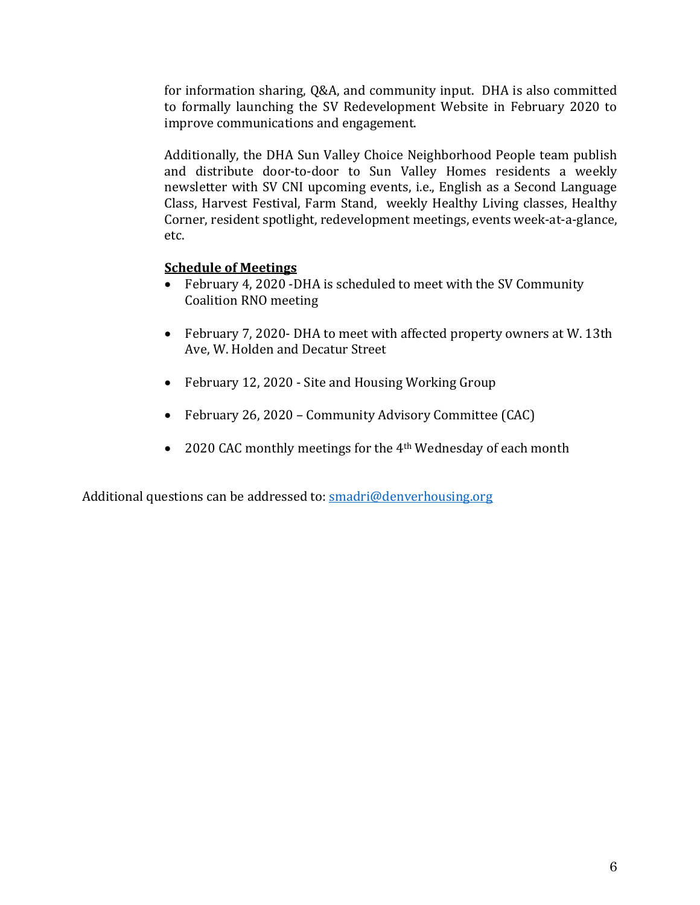for information sharing, Q&A, and community input. DHA is also committed to formally launching the SV Redevelopment Website in February 2020 to improve communications and engagement.

Additionally, the DHA Sun Valley Choice Neighborhood People team publish and distribute door-to-door to Sun Valley Homes residents a weekly newsletter with SV CNI upcoming events, i.e., English as a Second Language Class, Harvest Festival, Farm Stand, weekly Healthy Living classes, Healthy Corner, resident spotlight, redevelopment meetings, events week-at-a-glance, etc.

**Schedule of Meetings**

- February 4, 2020 -DHA is scheduled to meet with the SV Community Coalition RNO meeting
- February 7, 2020- DHA to meet with affected property owners at W. 13th Ave, W. Holden and Decatur Street
- February 12, 2020 - Site and Housing Working Group
- February 26, 2020 – Community Advisory Committee (CAC)
- 2020 CAC monthly meetings for the 4th Wednesday of each month

Additional questions can be addressed to: smadri@denverhousing.org